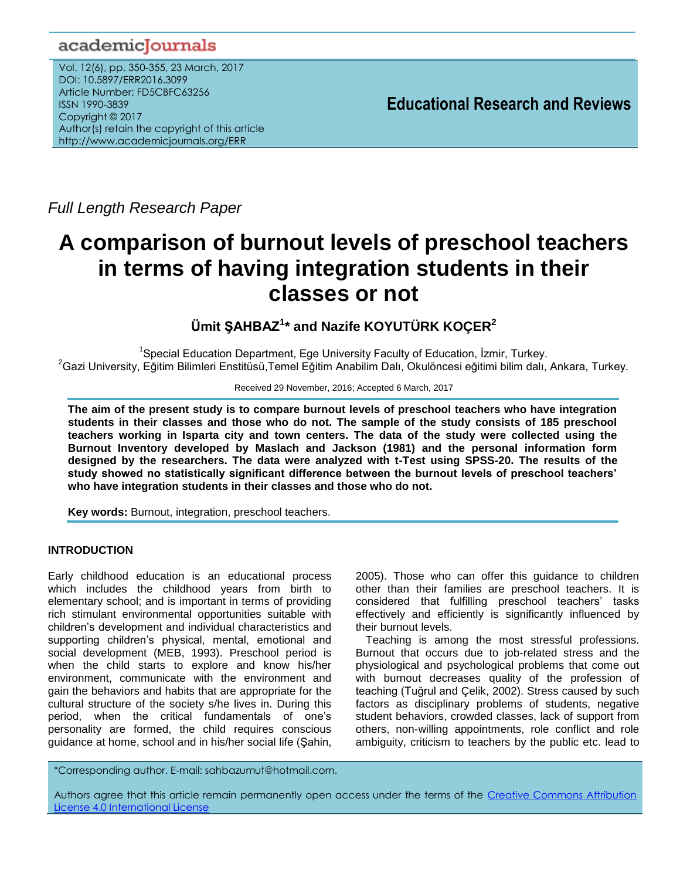*Full Length Research Paper*

# A comparison of burnout levels of preschool teachers in terms of having integration students in their classes or not

**Ümit ŞAHBAZ[1]* and Nazife KOYUTÜRK KOÇER[2]**

[1]Special Education Department, Ege University Faculty of Education, İzmir, Turkey.
[2]Gazi University, Eğitim Bilimleri Enstitüsü,Temel Eğitim Anabilim Dalı, Okulöncesi eğitimi bilim dalı, Ankara, Turkey.

Received 29 November, 2016; Accepted 6 March, 2017

**The aim of the present study is to compare burnout levels of preschool teachers who have integration students in their classes and those who do not. The sample of the study consists of 185 preschool teachers working in Isparta city and town centers. The data of the study were collected using the Burnout Inventory developed by Maslach and Jackson (1981) and the personal information form designed by the researchers. The data were analyzed with t-Test using SPSS-20. The results of the study showed no statistically significant difference between the burnout levels of preschool teachers' who have integration students in their classes and those who do not.**

**Key words:** Burnout, integration, preschool teachers.

## INTRODUCTION

Early childhood education is an educational process which includes the childhood years from birth to elementary school; and is important in terms of providing rich stimulant environmental opportunities suitable with children's development and individual characteristics and supporting children's physical, mental, emotional and social development (MEB, 1993). Preschool period is when the child starts to explore and know his/her environment, communicate with the environment and gain the behaviors and habits that are appropriate for the cultural structure of the society s/he lives in. During this period, when the critical fundamentals of one's personality are formed, the child requires conscious guidance at home, school and in his/her social life (Şahin, 2005). Those who can offer this guidance to children other than their families are preschool teachers. It is considered that fulfilling preschool teachers' tasks effectively and efficiently is significantly influenced by their burnout levels.

Teaching is among the most stressful professions. Burnout that occurs due to job-related stress and the physiological and psychological problems that come out with burnout decreases quality of the profession of teaching (Tuğrul and Çelik, 2002). Stress caused by such factors as disciplinary problems of students, negative student behaviors, crowded classes, lack of support from others, non-willing appointments, role conflict and role ambiguity, criticism to teachers by the public etc. lead to

*Corresponding author. E-mail: sahbazumut@hotmail.com.

Authors agree that this article remain permanently open access under the terms of the Creative Commons Attribution License 4.0 International License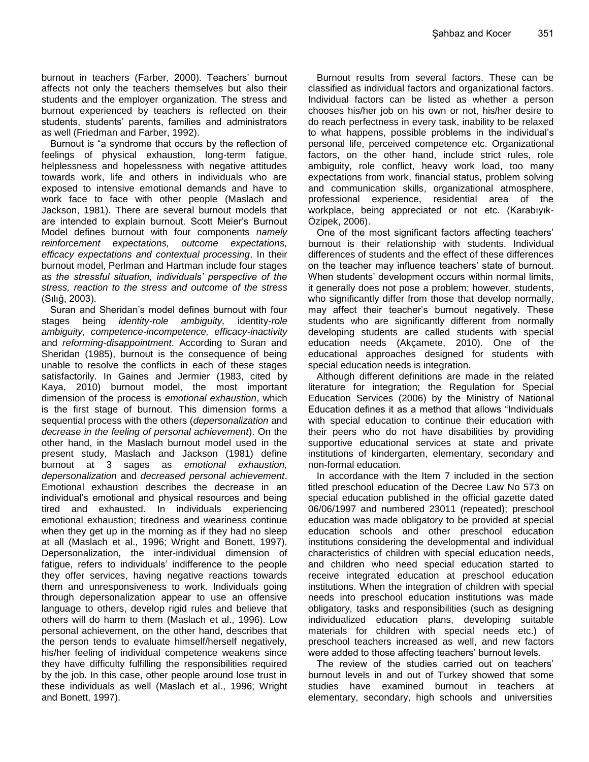burnout in teachers (Farber, 2000). Teachers' burnout affects not only the teachers themselves but also their students and the employer organization. The stress and burnout experienced by teachers is reflected on their students, students' parents, families and administrators as well (Friedman and Farber, 1992).

Burnout is "a syndrome that occurs by the reflection of feelings of physical exhaustion, long-term fatigue, helplessness and hopelessness with negative attitudes towards work, life and others in individuals who are exposed to intensive emotional demands and have to work face to face with other people (Maslach and Jackson, 1981). There are several burnout models that are intended to explain burnout. Scott Meier's Burnout Model defines burnout with four components *namely reinforcement expectations, outcome expectations, efficacy expectations and contextual processing*. In their burnout model, Perlman and Hartman include four stages as *the stressful situation, individuals' perspective of the stress, reaction to the stress and outcome of the stress* (Sılığ, 2003).

Suran and Sheridan's model defines burnout with four stages being *identity-role ambiguity,* identity-*role ambiguity, competence-incompetence, efficacy-inactivity* and *reforming-disappointment*. According to Suran and Sheridan (1985), burnout is the consequence of being unable to resolve the conflicts in each of these stages satisfactorily. In Gaines and Jermier (1983, cited by Kaya, 2010) burnout model, the most important dimension of the process is *emotional exhaustion*, which is the first stage of burnout. This dimension forms a sequential process with the others (*depersonalization* and *decrease in the feeling of personal achievement*). On the other hand, in the Maslach burnout model used in the present study, Maslach and Jackson (1981) define burnout at 3 sages as *emotional exhaustion, depersonalization* and *decreased personal achievement*. Emotional exhaustion describes the decrease in an individual's emotional and physical resources and being tired and exhausted. In individuals experiencing emotional exhaustion; tiredness and weariness continue when they get up in the morning as if they had no sleep at all (Maslach et al., 1996; Wright and Bonett, 1997). Depersonalization, the inter-individual dimension of fatigue, refers to individuals' indifference to the people they offer services, having negative reactions towards them and unresponsiveness to work. Individuals going through depersonalization appear to use an offensive language to others, develop rigid rules and believe that others will do harm to them (Maslach et al., 1996). Low personal achievement, on the other hand, describes that the person tends to evaluate himself/herself negatively, his/her feeling of individual competence weakens since they have difficulty fulfilling the responsibilities required by the job. In this case, other people around lose trust in these individuals as well (Maslach et al., 1996; Wright and Bonett, 1997).

Burnout results from several factors. These can be classified as individual factors and organizational factors. Individual factors can be listed as whether a person chooses his/her job on his own or not, his/her desire to do reach perfectness in every task, inability to be relaxed to what happens, possible problems in the individual's personal life, perceived competence etc. Organizational factors, on the other hand, include strict rules, role ambiguity, role conflict, heavy work load, too many expectations from work, financial status, problem solving and communication skills, organizational atmosphere, professional experience, residential area of the workplace, being appreciated or not etc. (Karabıyık-Özipek, 2006).

One of the most significant factors affecting teachers' burnout is their relationship with students. Individual differences of students and the effect of these differences on the teacher may influence teachers' state of burnout. When students' development occurs within normal limits, it generally does not pose a problem; however, students, who significantly differ from those that develop normally, may affect their teacher's burnout negatively. These students who are significantly different from normally developing students are called students with special education needs (Akçamete, 2010). One of the educational approaches designed for students with special education needs is integration.

Although different definitions are made in the related literature for integration; the Regulation for Special Education Services (2006) by the Ministry of National Education defines it as a method that allows "Individuals with special education to continue their education with their peers who do not have disabilities by providing supportive educational services at state and private institutions of kindergarten, elementary, secondary and non-formal education.

In accordance with the Item 7 included in the section titled preschool education of the Decree Law No 573 on special education published in the official gazette dated 06/06/1997 and numbered 23011 (repeated); preschool education was made obligatory to be provided at special education schools and other preschool education institutions considering the developmental and individual characteristics of children with special education needs, and children who need special education started to receive integrated education at preschool education institutions. When the integration of children with special needs into preschool education institutions was made obligatory, tasks and responsibilities (such as designing individualized education plans, developing suitable materials for children with special needs etc.) of preschool teachers increased as well, and new factors were added to those affecting teachers' burnout levels.

The review of the studies carried out on teachers' burnout levels in and out of Turkey showed that some studies have examined burnout in teachers at elementary, secondary, high schools and universities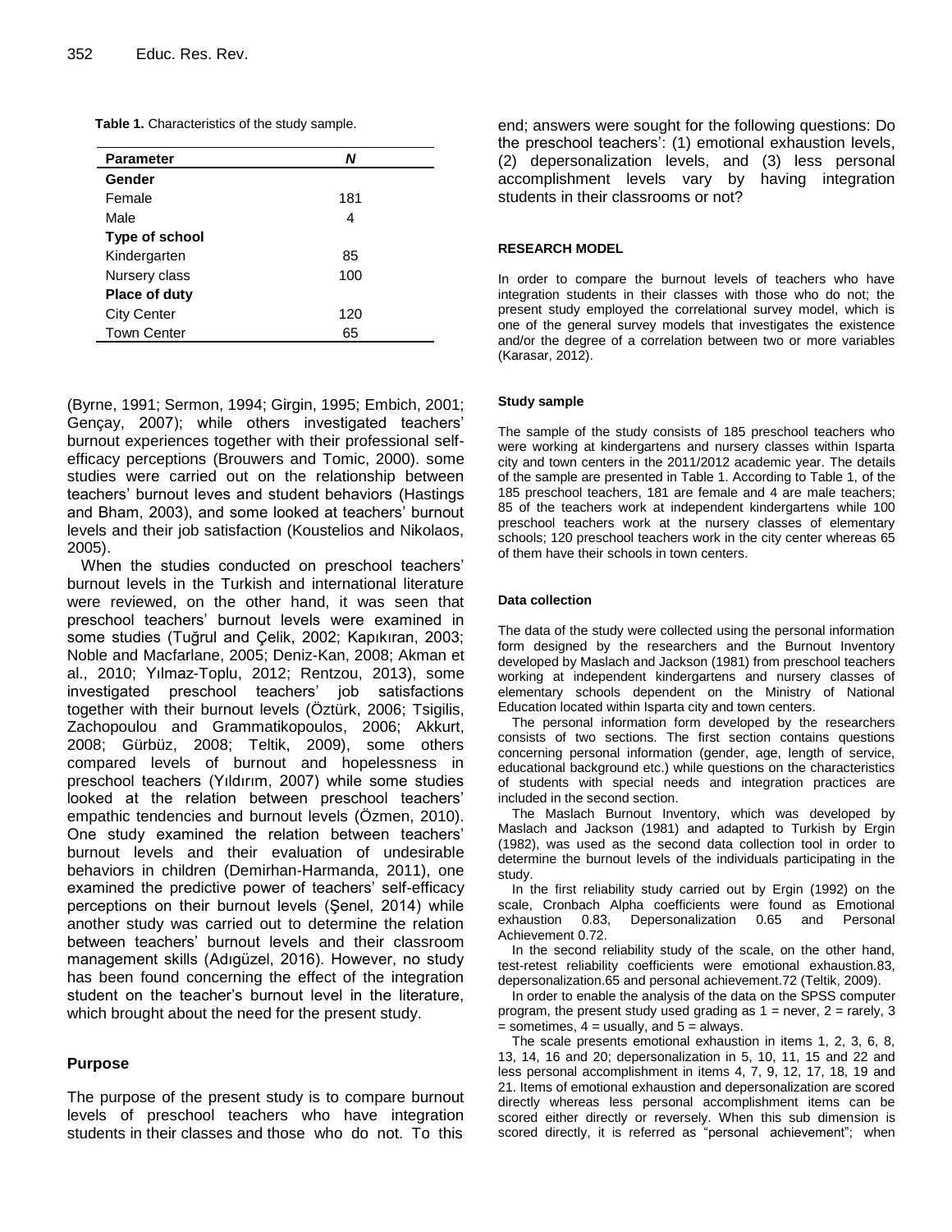**Table 1.** Characteristics of the study sample.

| Parameter | N |
|---|---|
| **Gender** | |
| Female | 181 |
| Male | 4 |
| **Type of school** | |
| Kindergarten | 85 |
| Nursery class | 100 |
| **Place of duty** | |
| City Center | 120 |
| Town Center | 65 |

(Byrne, 1991; Sermon, 1994; Girgin, 1995; Embich, 2001; Gençay, 2007); while others investigated teachers' burnout experiences together with their professional self-efficacy perceptions (Brouwers and Tomic, 2000). some studies were carried out on the relationship between teachers' burnout leves and student behaviors (Hastings and Bham, 2003), and some looked at teachers' burnout levels and their job satisfaction (Koustelios and Nikolaos, 2005).

When the studies conducted on preschool teachers' burnout levels in the Turkish and international literature were reviewed, on the other hand, it was seen that preschool teachers' burnout levels were examined in some studies (Tuğrul and Çelik, 2002; Kapıkıran, 2003; Noble and Macfarlane, 2005; Deniz-Kan, 2008; Akman et al., 2010; Yılmaz-Toplu, 2012; Rentzou, 2013), some investigated preschool teachers' job satisfactions together with their burnout levels (Öztürk, 2006; Tsigilis, Zachopoulou and Grammatikopoulos, 2006; Akkurt, 2008; Gürbüz, 2008; Teltik, 2009), some others compared levels of burnout and hopelessness in preschool teachers (Yıldırım, 2007) while some studies looked at the relation between preschool teachers' empathic tendencies and burnout levels (Özmen, 2010). One study examined the relation between teachers' burnout levels and their evaluation of undesirable behaviors in children (Demirhan-Harmanda, 2011), one examined the predictive power of teachers' self-efficacy perceptions on their burnout levels (Şenel, 2014) while another study was carried out to determine the relation between teachers' burnout levels and their classroom management skills (Adıgüzel, 2016). However, no study has been found concerning the effect of the integration student on the teacher's burnout level in the literature, which brought about the need for the present study.

## Purpose

The purpose of the present study is to compare burnout levels of preschool teachers who have integration students in their classes and those who do not. To this end; answers were sought for the following questions: Do the preschool teachers': (1) emotional exhaustion levels, (2) depersonalization levels, and (3) less personal accomplishment levels vary by having integration students in their classrooms or not?

## RESEARCH MODEL

In order to compare the burnout levels of teachers who have integration students in their classes with those who do not; the present study employed the correlational survey model, which is one of the general survey models that investigates the existence and/or the degree of a correlation between two or more variables (Karasar, 2012).

### Study sample

The sample of the study consists of 185 preschool teachers who were working at kindergartens and nursery classes within Isparta city and town centers in the 2011/2012 academic year. The details of the sample are presented in Table 1. According to Table 1, of the 185 preschool teachers, 181 are female and 4 are male teachers; 85 of the teachers work at independent kindergartens while 100 preschool teachers work at the nursery classes of elementary schools; 120 preschool teachers work in the city center whereas 65 of them have their schools in town centers.

### Data collection

The data of the study were collected using the personal information form designed by the researchers and the Burnout Inventory developed by Maslach and Jackson (1981) from preschool teachers working at independent kindergartens and nursery classes of elementary schools dependent on the Ministry of National Education located within Isparta city and town centers.

The personal information form developed by the researchers consists of two sections. The first section contains questions concerning personal information (gender, age, length of service, educational background etc.) while questions on the characteristics of students with special needs and integration practices are included in the second section.

The Maslach Burnout Inventory, which was developed by Maslach and Jackson (1981) and adapted to Turkish by Ergin (1982), was used as the second data collection tool in order to determine the burnout levels of the individuals participating in the study.

In the first reliability study carried out by Ergin (1992) on the scale, Cronbach Alpha coefficients were found as Emotional exhaustion 0.83, Depersonalization 0.65 and Personal Achievement 0.72.

In the second reliability study of the scale, on the other hand, test-retest reliability coefficients were emotional exhaustion.83, depersonalization.65 and personal achievement.72 (Teltik, 2009).

In order to enable the analysis of the data on the SPSS computer program, the present study used grading as 1 = never, 2 = rarely, 3 = sometimes, 4 = usually, and 5 = always.

The scale presents emotional exhaustion in items 1, 2, 3, 6, 8, 13, 14, 16 and 20; depersonalization in 5, 10, 11, 15 and 22 and less personal accomplishment in items 4, 7, 9, 12, 17, 18, 19 and 21. Items of emotional exhaustion and depersonalization are scored directly whereas less personal accomplishment items can be scored either directly or reversely. When this sub dimension is scored directly, it is referred as "personal achievement"; when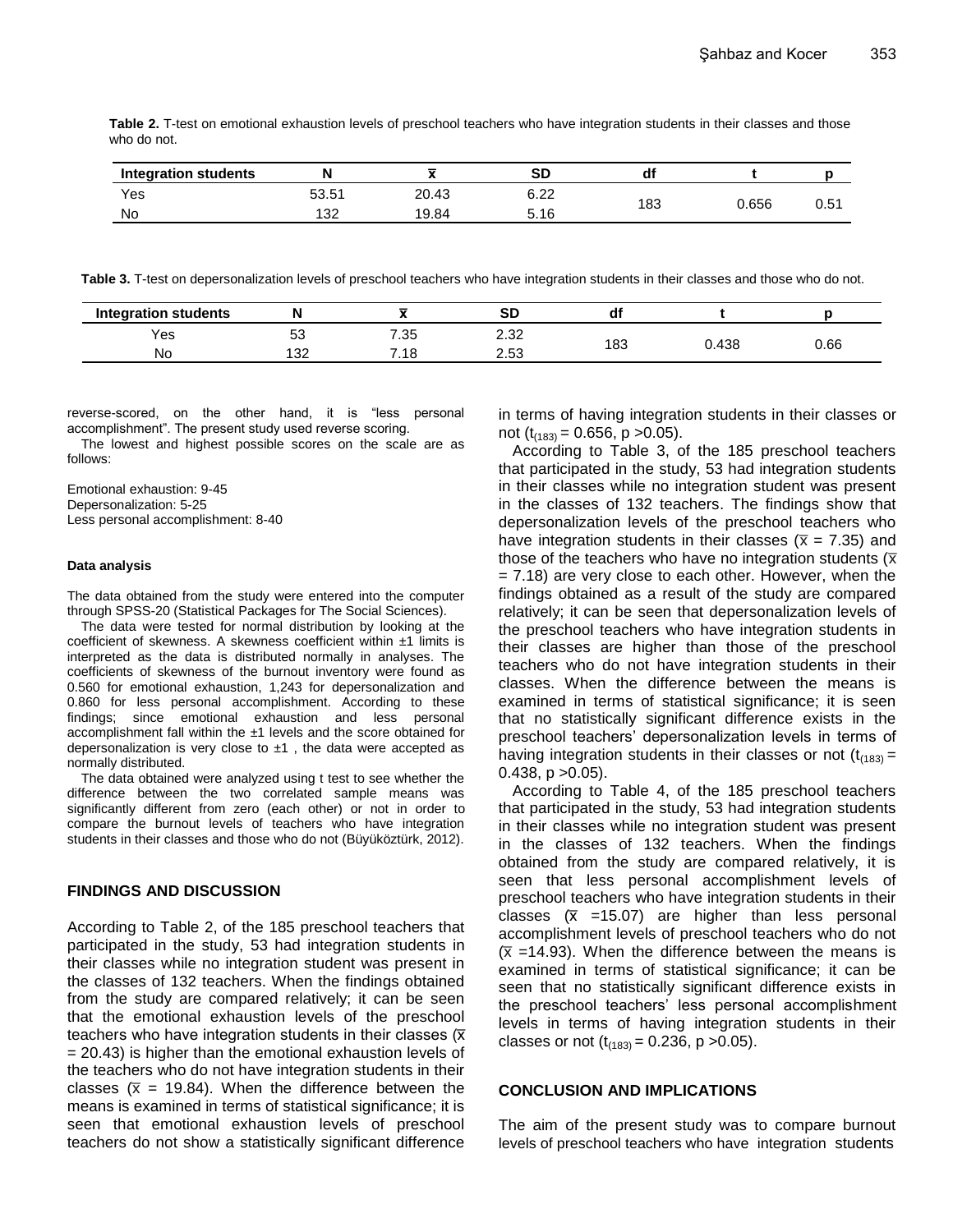**Table 2.** T-test on emotional exhaustion levels of preschool teachers who have integration students in their classes and those who do not.

| Integration students | N | $\bar{x}$ | SD | df | t | p |
|---|---|---|---|---|---|---|
| Yes | 53.51 | 20.43 | 6.22 | 183 | 0.656 | 0.51 |
| No | 132 | 19.84 | 5.16 | | | |

**Table 3.** T-test on depersonalization levels of preschool teachers who have integration students in their classes and those who do not.

| Integration students | N | $\bar{x}$ | SD | df | t | p |
|---|---|---|---|---|---|---|
| Yes | 53 | 7.35 | 2.32 | 183 | 0.438 | 0.66 |
| No | 132 | 7.18 | 2.53 | | | |

reverse-scored, on the other hand, it is "less personal accomplishment". The present study used reverse scoring.

The lowest and highest possible scores on the scale are as follows:

Emotional exhaustion: 9-45
Depersonalization: 5-25
Less personal accomplishment: 8-40

#### Data analysis

The data obtained from the study were entered into the computer through SPSS-20 (Statistical Packages for The Social Sciences).

The data were tested for normal distribution by looking at the coefficient of skewness. A skewness coefficient within ±1 limits is interpreted as the data is distributed normally in analyses. The coefficients of skewness of the burnout inventory were found as 0.560 for emotional exhaustion, 1,243 for depersonalization and 0.860 for less personal accomplishment. According to these findings; since emotional exhaustion and less personal accomplishment fall within the ±1 levels and the score obtained for depersonalization is very close to ±1 , the data were accepted as normally distributed.

The data obtained were analyzed using t test to see whether the difference between the two correlated sample means was significantly different from zero (each other) or not in order to compare the burnout levels of teachers who have integration students in their classes and those who do not (Büyüköztürk, 2012).

## FINDINGS AND DISCUSSION

According to Table 2, of the 185 preschool teachers that participated in the study, 53 had integration students in their classes while no integration student was present in the classes of 132 teachers. When the findings obtained from the study are compared relatively; it can be seen that the emotional exhaustion levels of the preschool teachers who have integration students in their classes ($\bar{x}$ = 20.43) is higher than the emotional exhaustion levels of the teachers who do not have integration students in their classes ($\bar{x}$ = 19.84). When the difference between the means is examined in terms of statistical significance; it is seen that emotional exhaustion levels of preschool teachers do not show a statistically significant difference in terms of having integration students in their classes or not ($t_{(183)} = 0.656$, $p > 0.05$).

According to Table 3, of the 185 preschool teachers that participated in the study, 53 had integration students in their classes while no integration student was present in the classes of 132 teachers. The findings show that depersonalization levels of the preschool teachers who have integration students in their classes ($\bar{x}$ = 7.35) and those of the teachers who have no integration students ($\bar{x}$ = 7.18) are very close to each other. However, when the findings obtained as a result of the study are compared relatively; it can be seen that depersonalization levels of the preschool teachers who have integration students in their classes are higher than those of the preschool teachers who do not have integration students in their classes. When the difference between the means is examined in terms of statistical significance; it is seen that no statistically significant difference exists in the preschool teachers' depersonalization levels in terms of having integration students in their classes or not ($t_{(183)} = 0.438$, $p > 0.05$).

According to Table 4, of the 185 preschool teachers that participated in the study, 53 had integration students in their classes while no integration student was present in the classes of 132 teachers. When the findings obtained from the study are compared relatively, it is seen that less personal accomplishment levels of preschool teachers who have integration students in their classes ($\bar{x}$ =15.07) are higher than less personal accomplishment levels of preschool teachers who do not ($\bar{x}$ =14.93). When the difference between the means is examined in terms of statistical significance; it can be seen that no statistically significant difference exists in the preschool teachers' less personal accomplishment levels in terms of having integration students in their classes or not ($t_{(183)} = 0.236$, $p > 0.05$).

## CONCLUSION AND IMPLICATIONS

The aim of the present study was to compare burnout levels of preschool teachers who have integration students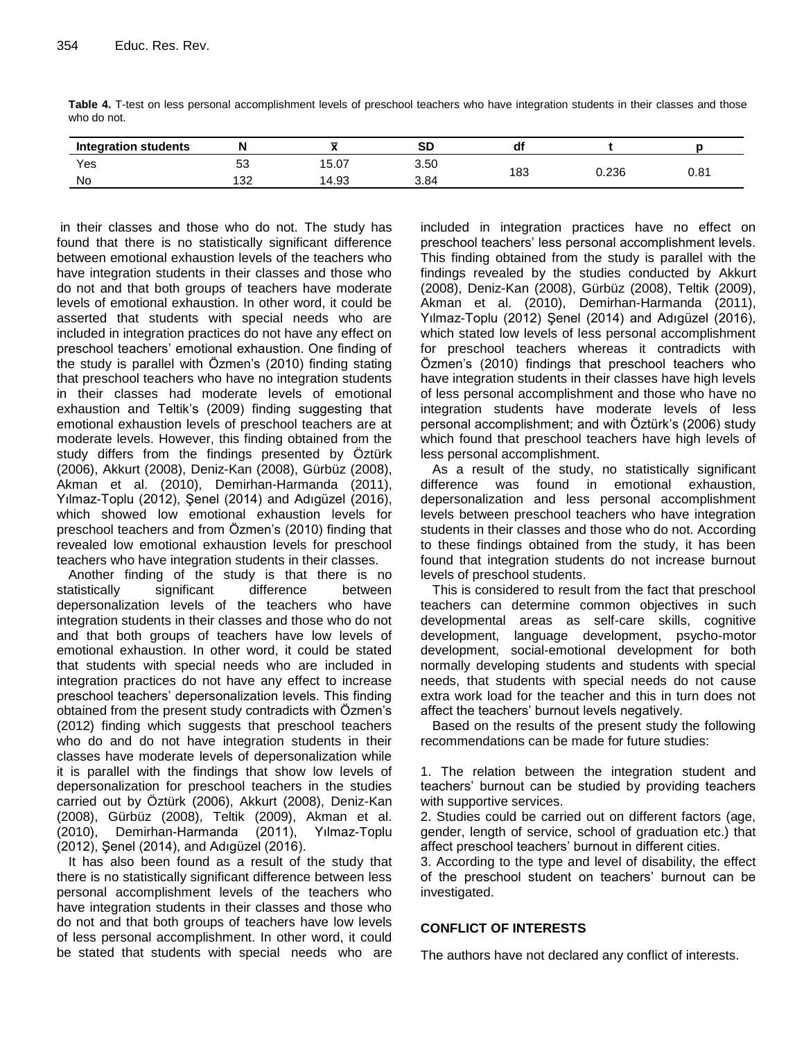**Table 4.** T-test on less personal accomplishment levels of preschool teachers who have integration students in their classes and those who do not.

| Integration students | N | $\bar{x}$ | SD | df | t | p |
|---|---|---|---|---|---|---|
| Yes | 53 | 15.07 | 3.50 | 183 | 0.236 | 0.81 |
| No | 132 | 14.93 | 3.84 | | | |

in their classes and those who do not. The study has found that there is no statistically significant difference between emotional exhaustion levels of the teachers who have integration students in their classes and those who do not and that both groups of teachers have moderate levels of emotional exhaustion. In other word, it could be asserted that students with special needs who are included in integration practices do not have any effect on preschool teachers' emotional exhaustion. One finding of the study is parallel with Özmen's (2010) finding stating that preschool teachers who have no integration students in their classes had moderate levels of emotional exhaustion and Teltik's (2009) finding suggesting that emotional exhaustion levels of preschool teachers are at moderate levels. However, this finding obtained from the study differs from the findings presented by Öztürk (2006), Akkurt (2008), Deniz-Kan (2008), Gürbüz (2008), Akman et al. (2010), Demirhan-Harmanda (2011), Yılmaz-Toplu (2012), Şenel (2014) and Adıgüzel (2016), which showed low emotional exhaustion levels for preschool teachers and from Özmen's (2010) finding that revealed low emotional exhaustion levels for preschool teachers who have integration students in their classes.

Another finding of the study is that there is no statistically significant difference between depersonalization levels of the teachers who have integration students in their classes and those who do not and that both groups of teachers have low levels of emotional exhaustion. In other word, it could be stated that students with special needs who are included in integration practices do not have any effect to increase preschool teachers' depersonalization levels. This finding obtained from the present study contradicts with Özmen's (2012) finding which suggests that preschool teachers who do and do not have integration students in their classes have moderate levels of depersonalization while it is parallel with the findings that show low levels of depersonalization for preschool teachers in the studies carried out by Öztürk (2006), Akkurt (2008), Deniz-Kan (2008), Gürbüz (2008), Teltik (2009), Akman et al. (2010), Demirhan-Harmanda (2011), Yılmaz-Toplu (2012), Şenel (2014), and Adıgüzel (2016).

It has also been found as a result of the study that there is no statistically significant difference between less personal accomplishment levels of the teachers who have integration students in their classes and those who do not and that both groups of teachers have low levels of less personal accomplishment. In other word, it could be stated that students with special needs who are included in integration practices have no effect on preschool teachers' less personal accomplishment levels. This finding obtained from the study is parallel with the findings revealed by the studies conducted by Akkurt (2008), Deniz-Kan (2008), Gürbüz (2008), Teltik (2009), Akman et al. (2010), Demirhan-Harmanda (2011), Yılmaz-Toplu (2012) Şenel (2014) and Adıgüzel (2016), which stated low levels of less personal accomplishment for preschool teachers whereas it contradicts with Özmen's (2010) findings that preschool teachers who have integration students in their classes have high levels of less personal accomplishment and those who have no integration students have moderate levels of less personal accomplishment; and with Öztürk's (2006) study which found that preschool teachers have high levels of less personal accomplishment.

As a result of the study, no statistically significant difference was found in emotional exhaustion, depersonalization and less personal accomplishment levels between preschool teachers who have integration students in their classes and those who do not. According to these findings obtained from the study, it has been found that integration students do not increase burnout levels of preschool students.

This is considered to result from the fact that preschool teachers can determine common objectives in such developmental areas as self-care skills, cognitive development, language development, psycho-motor development, social-emotional development for both normally developing students and students with special needs, that students with special needs do not cause extra work load for the teacher and this in turn does not affect the teachers' burnout levels negatively.

Based on the results of the present study the following recommendations can be made for future studies:

1. The relation between the integration student and teachers' burnout can be studied by providing teachers with supportive services.
2. Studies could be carried out on different factors (age, gender, length of service, school of graduation etc.) that affect preschool teachers' burnout in different cities.
3. According to the type and level of disability, the effect of the preschool student on teachers' burnout can be investigated.

## CONFLICT OF INTERESTS

The authors have not declared any conflict of interests.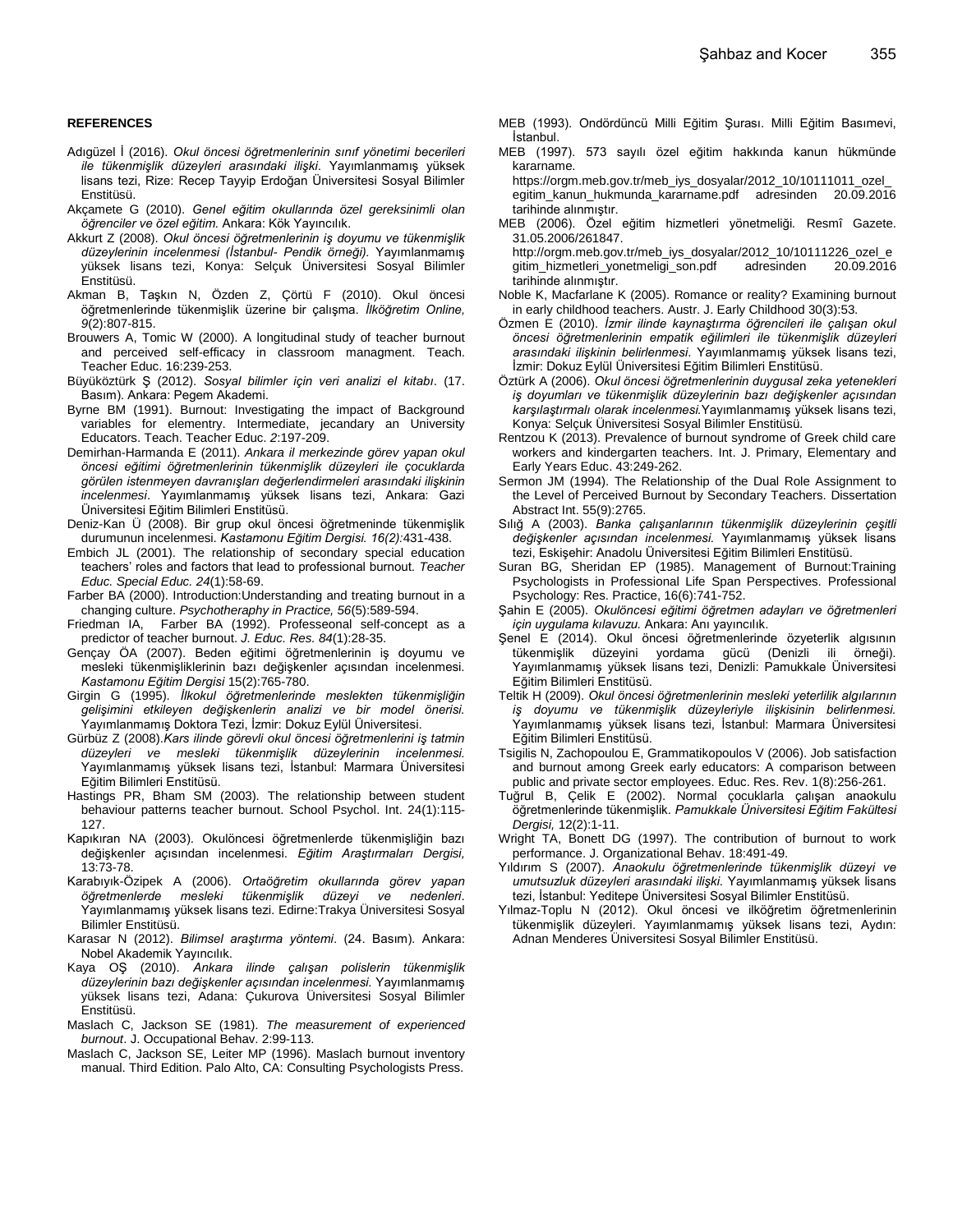**REFERENCES**

Adıgüzel İ (2016). *Okul öncesi öğretmenlerinin sınıf yönetimi becerileri ile tükenmişlik düzeyleri arasındaki ilişki*. Yayımlanmamış yüksek lisans tezi, Rize: Recep Tayyip Erdoğan Üniversitesi Sosyal Bilimler Enstitüsü.

Akçamete G (2010). *Genel eğitim okullarında özel gereksinimli olan öğrenciler ve özel eğitim.* Ankara: Kök Yayıncılık.

Akkurt Z (2008). *Okul öncesi öğretmenlerinin iş doyumu ve tükenmişlik düzeylerinin incelenmesi (İstanbul- Pendik örneği).* Yayımlanmamış yüksek lisans tezi, Konya: Selçuk Üniversitesi Sosyal Bilimler Enstitüsü.

Akman B, Taşkın N, Özden Z, Çörtü F (2010). Okul öncesi öğretmenlerinde tükenmişlik üzerine bir çalışma. *İlköğretim Online, 9*(2):807-815.

Brouwers A, Tomic W (2000). A longitudinal study of teacher burnout and perceived self-efficacy in classroom managment. Teach. Teacher Educ. 16:239-253.

Büyüköztürk Ş (2012). *Sosyal bilimler için veri analizi el kitabı*. (17. Basım). Ankara: Pegem Akademi.

Byrne BM (1991). Burnout: Investigating the impact of Background variables for elementry. Intermediate, jecandary an University Educators. Teach. Teacher Educ. *2*:197-209.

Demirhan-Harmanda E (2011). *Ankara il merkezinde görev yapan okul öncesi eğitimi öğretmenlerinin tükenmişlik düzeyleri ile çocuklarda görülen istenmeyen davranışları değerlendirmeleri arasındaki ilişkinin incelenmesi*. Yayımlanmamış yüksek lisans tezi, Ankara: Gazi Üniversitesi Eğitim Bilimleri Enstitüsü.

Deniz-Kan Ü (2008). Bir grup okul öncesi öğretmeninde tükenmişlik durumunun incelenmesi. *Kastamonu Eğitim Dergisi. 16(2):*431-438.

Embich JL (2001). The relationship of secondary special education teachers' roles and factors that lead to professional burnout. *Teacher Educ. Special Educ. 24*(1):58-69.

Farber BA (2000). Introduction:Understanding and treating burnout in a changing culture. *Psychotheraphy in Practice, 56*(5):589-594.

Friedman IA, Farber BA (1992). Professeonal self-concept as a predictor of teacher burnout. *J. Educ. Res. 84*(1):28-35.

Gençay ÖA (2007). Beden eğitimi öğretmenlerinin iş doyumu ve mesleki tükenmişliklerinin bazı değişkenler açısından incelenmesi. *Kastamonu Eğitim Dergisi* 15(2):765-780.

Girgin G (1995). *İlkokul öğretmenlerinde meslekten tükenmişliğin gelişimini etkileyen değişkenlerin analizi ve bir model önerisi.* Yayımlanmamış Doktora Tezi, İzmir: Dokuz Eylül Üniversitesi.

Gürbüz Z (2008).*Kars ilinde görevli okul öncesi öğretmenlerini iş tatmin düzeyleri ve mesleki tükenmişlik düzeylerinin incelenmesi.* Yayımlanmamış yüksek lisans tezi, İstanbul: Marmara Üniversitesi Eğitim Bilimleri Enstitüsü.

Hastings PR, Bham SM (2003). The relationship between student behaviour patterns teacher burnout. School Psychol. Int. 24(1):115-127.

Kapıkıran NA (2003). Okulöncesi öğretmenlerde tükenmişliğin bazı değişkenler açısından incelenmesi. *Eğitim Araştırmaları Dergisi,* 13:73-78.

Karabıyık-Özipek A (2006). *Ortaöğretim okullarında görev yapan öğretmenlerde mesleki tükenmişlik düzeyi ve nedenleri*. Yayımlanmamış yüksek lisans tezi. Edirne:Trakya Üniversitesi Sosyal Bilimler Enstitüsü.

Karasar N (2012). *Bilimsel araştırma yöntemi*. (24. Basım). Ankara: Nobel Akademik Yayıncılık.

Kaya OŞ (2010). *Ankara ilinde çalışan polislerin tükenmişlik düzeylerinin bazı değişkenler açısından incelenmesi.* Yayımlanmamış yüksek lisans tezi, Adana: Çukurova Üniversitesi Sosyal Bilimler Enstitüsü.

Maslach C, Jackson SE (1981). *The measurement of experienced burnout*. J. Occupational Behav. 2:99-113.

Maslach C, Jackson SE, Leiter MP (1996). Maslach burnout inventory manual. Third Edition. Palo Alto, CA: Consulting Psychologists Press.

MEB (1993). Ondördüncü Milli Eğitim Şurası. Milli Eğitim Basımevi, İstanbul.

MEB (1997). 573 sayılı özel eğitim hakkında kanun hükmünde kararname. https://orgm.meb.gov.tr/meb_iys_dosyalar/2012_10/10111011_ozel_egitim_kanun_hukmunda_kararname.pdf adresinden 20.09.2016 tarihinde alınmıştır.

MEB (2006). Özel eğitim hizmetleri yönetmeliği. Resmî Gazete. 31.05.2006/261847. http://orgm.meb.gov.tr/meb_iys_dosyalar/2012_10/10111226_ozel_egitim_hizmetleri_yonetmeligi_son.pdf adresinden 20.09.2016 tarihinde alınmıştır.

Noble K, Macfarlane K (2005). Romance or reality? Examining burnout in early childhood teachers. Austr. J. Early Childhood 30(3):53.

Özmen E (2010). *İzmir ilinde kaynaştırma öğrencileri ile çalışan okul öncesi öğretmenlerinin empatik eğilimleri ile tükenmişlik düzeyleri arasındaki ilişkinin belirlenmesi*. Yayımlanmamış yüksek lisans tezi, İzmir: Dokuz Eylül Üniversitesi Eğitim Bilimleri Enstitüsü.

Öztürk A (2006). *Okul öncesi öğretmenlerinin duygusal zeka yetenekleri iş doyumları ve tükenmişlik düzeylerinin bazı değişkenler açısından karşılaştırmalı olarak incelenmesi.*Yayımlanmamış yüksek lisans tezi, Konya: Selçuk Üniversitesi Sosyal Bilimler Enstitüsü.

Rentzou K (2013). Prevalence of burnout syndrome of Greek child care workers and kindergarten teachers. Int. J. Primary, Elementary and Early Years Educ. 43:249-262.

Sermon JM (1994). The Relationship of the Dual Role Assignment to the Level of Perceived Burnout by Secondary Teachers. Dissertation Abstract Int. 55(9):2765.

Sılığ A (2003). *Banka çalışanlarının tükenmişlik düzeylerinin çeşitli değişkenler açısından incelenmesi.* Yayımlanmamış yüksek lisans tezi, Eskişehir: Anadolu Üniversitesi Eğitim Bilimleri Enstitüsü.

Suran BG, Sheridan EP (1985). Management of Burnout:Training Psychologists in Professional Life Span Perspectives. Professional Psychology: Res. Practice, 16(6):741-752.

Şahin E (2005). *Okulöncesi eğitimi öğretmen adayları ve öğretmenleri için uygulama kılavuzu.* Ankara: Anı yayıncılık.

Şenel E (2014). Okul öncesi öğretmenlerinde özyeterlik algısının tükenmişlik düzeyini yordama gücü (Denizli ili örneği). Yayımlanmamış yüksek lisans tezi, Denizli: Pamukkale Üniversitesi Eğitim Bilimleri Enstitüsü.

Teltik H (2009). *Okul öncesi öğretmenlerinin mesleki yeterlilik algılarının iş doyumu ve tükenmişlik düzeyleriyle ilişkisinin belirlenmesi.* Yayımlanmamış yüksek lisans tezi, İstanbul: Marmara Üniversitesi Eğitim Bilimleri Enstitüsü.

Tsigilis N, Zachopoulou E, Grammatikopoulos V (2006). Job satisfaction and burnout among Greek early educators: A comparison between public and private sector employees. Educ. Res. Rev. 1(8):256-261.

Tuğrul B, Çelik E (2002). Normal çocuklarla çalışan anaokulu öğretmenlerinde tükenmişlik. *Pamukkale Üniversitesi Eğitim Fakültesi Dergisi,* 12(2):1-11.

Wright TA, Bonett DG (1997). The contribution of burnout to work performance. J. Organizational Behav. 18:491-49.

Yıldırım S (2007). *Anaokulu öğretmenlerinde tükenmişlik düzeyi ve umutsuzluk düzeyleri arasındaki ilişki.* Yayımlanmamış yüksek lisans tezi, İstanbul: Yeditepe Üniversitesi Sosyal Bilimler Enstitüsü.

Yılmaz-Toplu N (2012). Okul öncesi ve ilköğretim öğretmenlerinin tükenmişlik düzeyleri. Yayımlanmamış yüksek lisans tezi, Aydın: Adnan Menderes Üniversitesi Sosyal Bilimler Enstitüsü.